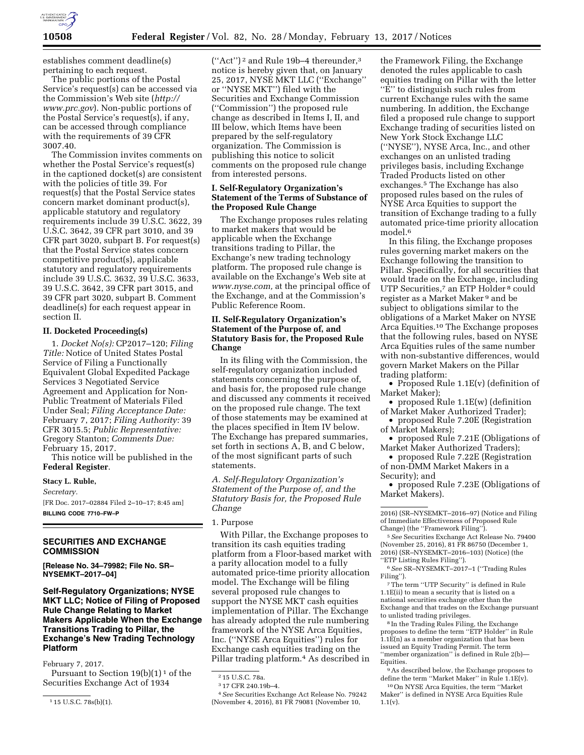establishes comment deadline(s) pertaining to each request.

The public portions of the Postal Service's request(s) can be accessed via the Commission's Web site (*http://www.prc.gov*). Non-public portions of the Postal Service's request(s), if any, can be accessed through compliance with the requirements of 39 CFR 3007.40.

The Commission invites comments on whether the Postal Service's request(s) in the captioned docket(s) are consistent with the policies of title 39. For request(s) that the Postal Service states concern market dominant product(s), applicable statutory and regulatory requirements include 39 U.S.C. 3622, 39 U.S.C. 3642, 39 CFR part 3010, and 39 CFR part 3020, subpart B. For request(s) that the Postal Service states concern competitive product(s), applicable statutory and regulatory requirements include 39 U.S.C. 3632, 39 U.S.C. 3633, 39 U.S.C. 3642, 39 CFR part 3015, and 39 CFR part 3020, subpart B. Comment deadline(s) for each request appear in section II.

**II. Docketed Proceeding(s)**

1. *Docket No(s):* CP2017–120; *Filing Title:* Notice of United States Postal Service of Filing a Functionally Equivalent Global Expedited Package Services 3 Negotiated Service Agreement and Application for Non-Public Treatment of Materials Filed Under Seal; *Filing Acceptance Date:* February 7, 2017; *Filing Authority:* 39 CFR 3015.5; *Public Representative:* Gregory Stanton; *Comments Due:* February 15, 2017.

This notice will be published in the **Federal Register**.

**Stacy L. Ruble,**

*Secretary.*

[FR Doc. 2017–02884 Filed 2–10–17; 8:45 am]

**BILLING CODE 7710–FW–P**

## SECURITIES AND EXCHANGE COMMISSION

**[Release No. 34–79982; File No. SR–NYSEMKT–2017–04]**

## Self-Regulatory Organizations; NYSE MKT LLC; Notice of Filing of Proposed Rule Change Relating to Market Makers Applicable When the Exchange Transitions Trading to Pillar, the Exchange's New Trading Technology Platform

February 7, 2017.

Pursuant to Section 19(b)(1) [1] of the Securities Exchange Act of 1934 ("Act") [2] and Rule 19b–4 thereunder,[3] notice is hereby given that, on January 25, 2017, NYSE MKT LLC ("Exchange" or "NYSE MKT") filed with the Securities and Exchange Commission ("Commission") the proposed rule change as described in Items I, II, and III below, which Items have been prepared by the self-regulatory organization. The Commission is publishing this notice to solicit comments on the proposed rule change from interested persons.

### I. Self-Regulatory Organization's Statement of the Terms of Substance of the Proposed Rule Change

The Exchange proposes rules relating to market makers that would be applicable when the Exchange transitions trading to Pillar, the Exchange's new trading technology platform. The proposed rule change is available on the Exchange's Web site at *www.nyse.com,* at the principal office of the Exchange, and at the Commission's Public Reference Room.

### II. Self-Regulatory Organization's Statement of the Purpose of, and Statutory Basis for, the Proposed Rule Change

In its filing with the Commission, the self-regulatory organization included statements concerning the purpose of, and basis for, the proposed rule change and discussed any comments it received on the proposed rule change. The text of those statements may be examined at the places specified in Item IV below. The Exchange has prepared summaries, set forth in sections A, B, and C below, of the most significant parts of such statements.

*A. Self-Regulatory Organization's Statement of the Purpose of, and the Statutory Basis for, the Proposed Rule Change*

1. Purpose

With Pillar, the Exchange proposes to transition its cash equities trading platform from a Floor-based market with a parity allocation model to a fully automated price-time priority allocation model. The Exchange will be filing several proposed rule changes to support the NYSE MKT cash equities implementation of Pillar. The Exchange has already adopted the rule numbering framework of the NYSE Arca Equities, Inc. ("NYSE Arca Equities") rules for Exchange cash equities trading on the Pillar trading platform.[4] As described in the Framework Filing, the Exchange denoted the rules applicable to cash equities trading on Pillar with the letter "E" to distinguish such rules from current Exchange rules with the same numbering. In addition, the Exchange filed a proposed rule change to support Exchange trading of securities listed on New York Stock Exchange LLC ("NYSE"), NYSE Arca, Inc., and other exchanges on an unlisted trading privileges basis, including Exchange Traded Products listed on other exchanges.[5] The Exchange has also proposed rules based on the rules of NYSE Arca Equities to support the transition of Exchange trading to a fully automated price-time priority allocation model.[6]

In this filing, the Exchange proposes rules governing market makers on the Exchange following the transition to Pillar. Specifically, for all securities that would trade on the Exchange, including UTP Securities,[7] an ETP Holder [8] could register as a Market Maker [9] and be subject to obligations similar to the obligations of a Market Maker on NYSE Arca Equities.[10] The Exchange proposes that the following rules, based on NYSE Arca Equities rules of the same number with non-substantive differences, would govern Market Makers on the Pillar trading platform:

- Proposed Rule 1.1E(v) (definition of Market Maker);
- proposed Rule 1.1E(w) (definition of Market Maker Authorized Trader);
- proposed Rule 7.20E (Registration of Market Makers);
- proposed Rule 7.21E (Obligations of Market Maker Authorized Traders);
- proposed Rule 7.22E (Registration of non-DMM Market Makers in a Security); and
- proposed Rule 7.23E (Obligations of Market Makers).

[1] 15 U.S.C. 78s(b)(1).

[2] 15 U.S.C. 78a.

[3] 17 CFR 240.19b–4.

[4] *See* Securities Exchange Act Release No. 79242 (November 4, 2016), 81 FR 79081 (November 10, 2016) (SR–NYSEMKT–2016–97) (Notice and Filing of Immediate Effectiveness of Proposed Rule Change) (the "Framework Filing").

[5] *See* Securities Exchange Act Release No. 79400 (November 25, 2016), 81 FR 86750 (December 1, 2016) (SR–NYSEMKT–2016–103) (Notice) (the "ETP Listing Rules Filing").

[6] *See* SR–NYSEMKT–2017–1 ("Trading Rules Filing").

[7] The term "UTP Security" is defined in Rule 1.1E(ii) to mean a security that is listed on a national securities exchange other than the Exchange and that trades on the Exchange pursuant to unlisted trading privileges.

[8] In the Trading Rules Filing, the Exchange proposes to define the term "ETP Holder" in Rule 1.1E(n) as a member organization that has been issued an Equity Trading Permit. The term "member organization" is defined in Rule 2(b)—Equities.

[9] As described below, the Exchange proposes to define the term "Market Maker" in Rule 1.1E(v).

[10] On NYSE Arca Equities, the term "Market Maker" is defined in NYSE Arca Equities Rule 1.1(v).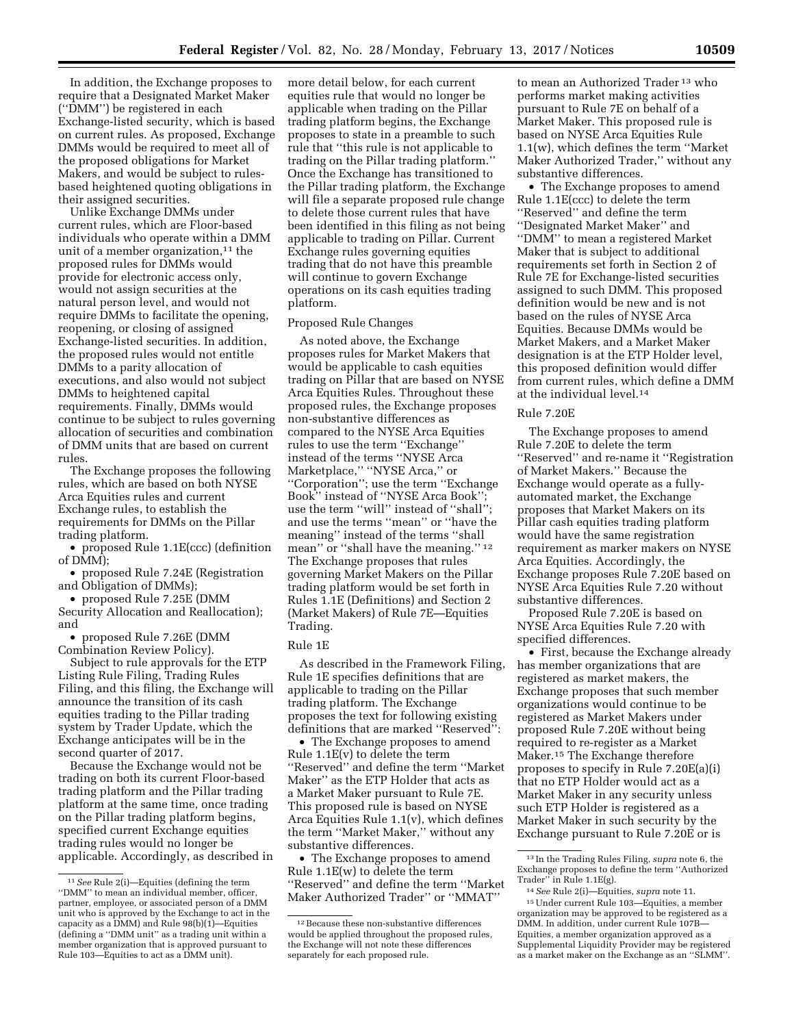In addition, the Exchange proposes to require that a Designated Market Maker (''DMM'') be registered in each Exchange-listed security, which is based on current rules. As proposed, Exchange DMMs would be required to meet all of the proposed obligations for Market Makers, and would be subject to rules-based heightened quoting obligations in their assigned securities.

Unlike Exchange DMMs under current rules, which are Floor-based individuals who operate within a DMM unit of a member organization,[11] the proposed rules for DMMs would provide for electronic access only, would not assign securities at the natural person level, and would not require DMMs to facilitate the opening, reopening, or closing of assigned Exchange-listed securities. In addition, the proposed rules would not entitle DMMs to a parity allocation of executions, and also would not subject DMMs to heightened capital requirements. Finally, DMMs would continue to be subject to rules governing allocation of securities and combination of DMM units that are based on current rules.

The Exchange proposes the following rules, which are based on both NYSE Arca Equities rules and current Exchange rules, to establish the requirements for DMMs on the Pillar trading platform.

- proposed Rule 1.1E(ccc) (definition of DMM);
- proposed Rule 7.24E (Registration and Obligation of DMMs);
- proposed Rule 7.25E (DMM Security Allocation and Reallocation); and
- proposed Rule 7.26E (DMM Combination Review Policy).

Subject to rule approvals for the ETP Listing Rule Filing, Trading Rules Filing, and this filing, the Exchange will announce the transition of its cash equities trading to the Pillar trading system by Trader Update, which the Exchange anticipates will be in the second quarter of 2017.

Because the Exchange would not be trading on both its current Floor-based trading platform and the Pillar trading platform at the same time, once trading on the Pillar trading platform begins, specified current Exchange equities trading rules would no longer be applicable. Accordingly, as described in more detail below, for each current equities rule that would no longer be applicable when trading on the Pillar trading platform begins, the Exchange proposes to state in a preamble to such rule that ''this rule is not applicable to trading on the Pillar trading platform.'' Once the Exchange has transitioned to the Pillar trading platform, the Exchange will file a separate proposed rule change to delete those current rules that have been identified in this filing as not being applicable to trading on Pillar. Current Exchange rules governing equities trading that do not have this preamble will continue to govern Exchange operations on its cash equities trading platform.

### Proposed Rule Changes

As noted above, the Exchange proposes rules for Market Makers that would be applicable to cash equities trading on Pillar that are based on NYSE Arca Equities Rules. Throughout these proposed rules, the Exchange proposes non-substantive differences as compared to the NYSE Arca Equities rules to use the term ''Exchange'' instead of the terms ''NYSE Arca Marketplace,'' ''NYSE Arca,'' or ''Corporation''; use the term ''Exchange Book'' instead of ''NYSE Arca Book''; use the term ''will'' instead of ''shall''; and use the terms ''mean'' or ''have the meaning'' instead of the terms ''shall mean'' or ''shall have the meaning.''[12] The Exchange proposes that rules governing Market Makers on the Pillar trading platform would be set forth in Rules 1.1E (Definitions) and Section 2 (Market Makers) of Rule 7E—Equities Trading.

### Rule 1E

As described in the Framework Filing, Rule 1E specifies definitions that are applicable to trading on the Pillar trading platform. The Exchange proposes the text for following existing definitions that are marked ''Reserved'':

- The Exchange proposes to amend Rule 1.1E(v) to delete the term ''Reserved'' and define the term ''Market Maker'' as the ETP Holder that acts as a Market Maker pursuant to Rule 7E. This proposed rule is based on NYSE Arca Equities Rule 1.1(v), which defines the term ''Market Maker,'' without any substantive differences.
- The Exchange proposes to amend Rule 1.1E(w) to delete the term ''Reserved'' and define the term ''Market Maker Authorized Trader'' or ''MMAT'' to mean an Authorized Trader[13] who performs market making activities pursuant to Rule 7E on behalf of a Market Maker. This proposed rule is based on NYSE Arca Equities Rule 1.1(w), which defines the term ''Market Maker Authorized Trader,'' without any substantive differences.
- The Exchange proposes to amend Rule 1.1E(ccc) to delete the term ''Reserved'' and define the term ''Designated Market Maker'' and ''DMM'' to mean a registered Market Maker that is subject to additional requirements set forth in Section 2 of Rule 7E for Exchange-listed securities assigned to such DMM. This proposed definition would be new and is not based on the rules of NYSE Arca Equities. Because DMMs would be Market Makers, and a Market Maker designation is at the ETP Holder level, this proposed definition would differ from current rules, which define a DMM at the individual level.[14]

### Rule 7.20E

The Exchange proposes to amend Rule 7.20E to delete the term ''Reserved'' and re-name it ''Registration of Market Makers.'' Because the Exchange would operate as a fully-automated market, the Exchange proposes that Market Makers on its Pillar cash equities trading platform would have the same registration requirement as marker makers on NYSE Arca Equities. Accordingly, the Exchange proposes Rule 7.20E based on NYSE Arca Equities Rule 7.20 without substantive differences.

Proposed Rule 7.20E is based on NYSE Arca Equities Rule 7.20 with specified differences.

- First, because the Exchange already has member organizations that are registered as market makers, the Exchange proposes that such member organizations would continue to be registered as Market Makers under proposed Rule 7.20E without being required to re-register as a Market Maker.[15] The Exchange therefore proposes to specify in Rule 7.20E(a)(i) that no ETP Holder would act as a Market Maker in any security unless such ETP Holder is registered as a Market Maker in such security by the Exchange pursuant to Rule 7.20E or is

---

[11] *See* Rule 2(i)—Equities (defining the term ''DMM'' to mean an individual member, officer, partner, employee, or associated person of a DMM unit who is approved by the Exchange to act in the capacity as a DMM) and Rule 98(b)(1)—Equities (defining a ''DMM unit'' as a trading unit within a member organization that is approved pursuant to Rule 103—Equities to act as a DMM unit).

[12] Because these non-substantive differences would be applied throughout the proposed rules, the Exchange will not note these differences separately for each proposed rule.

[13] In the Trading Rules Filing, *supra* note 6, the Exchange proposes to define the term ''Authorized Trader'' in Rule 1.1E(g).

[14] *See* Rule 2(i)—Equities, *supra* note 11.

[15] Under current Rule 103—Equities, a member organization may be approved to be registered as a DMM. In addition, under current Rule 107B—Equities, a member organization approved as a Supplemental Liquidity Provider may be registered as a market maker on the Exchange as an ''SLMM''.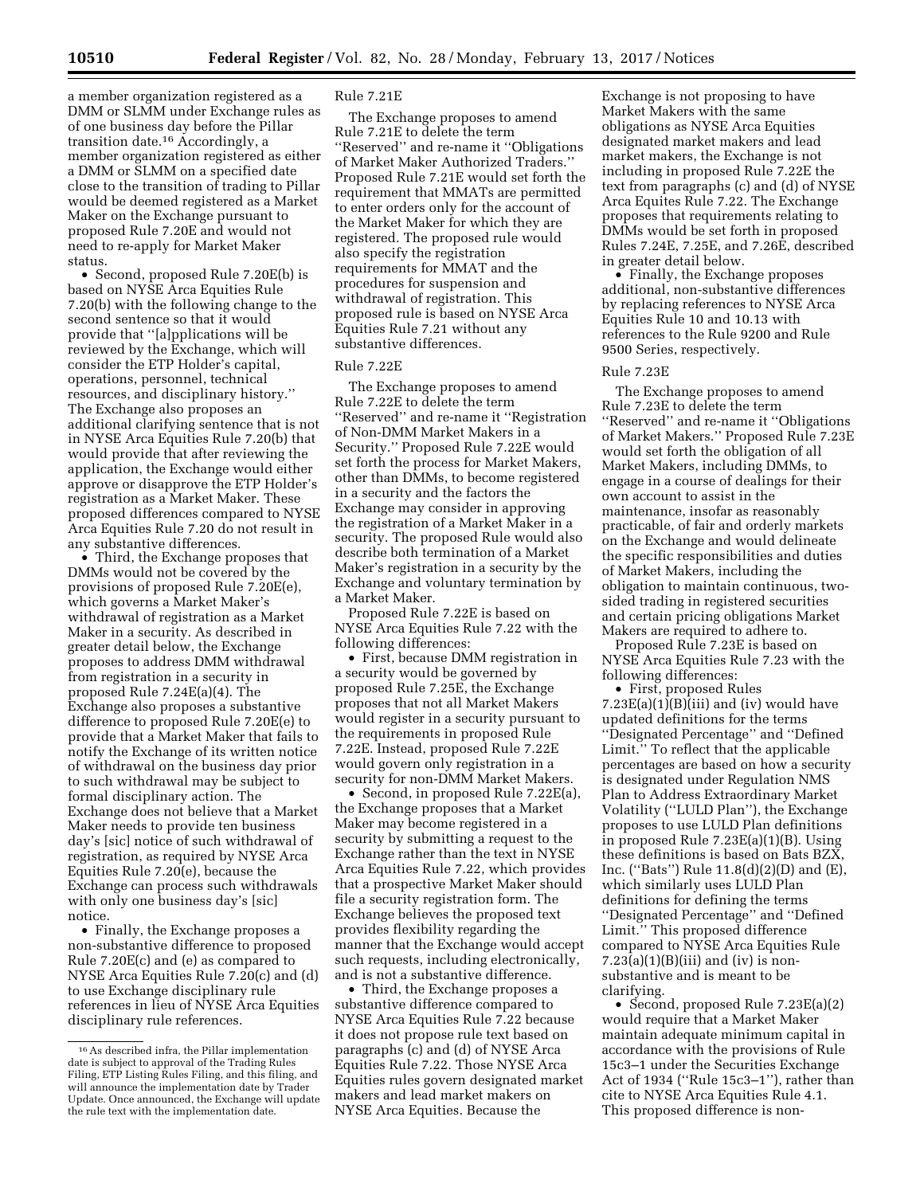a member organization registered as a DMM or SLMM under Exchange rules as of one business day before the Pillar transition date.[16] Accordingly, a member organization registered as either a DMM or SLMM on a specified date close to the transition of trading to Pillar would be deemed registered as a Market Maker on the Exchange pursuant to proposed Rule 7.20E and would not need to re-apply for Market Maker status.

- Second, proposed Rule 7.20E(b) is based on NYSE Arca Equities Rule 7.20(b) with the following change to the second sentence so that it would provide that ''[a]pplications will be reviewed by the Exchange, which will consider the ETP Holder's capital, operations, personnel, technical resources, and disciplinary history.'' The Exchange also proposes an additional clarifying sentence that is not in NYSE Arca Equities Rule 7.20(b) that would provide that after reviewing the application, the Exchange would either approve or disapprove the ETP Holder's registration as a Market Maker. These proposed differences compared to NYSE Arca Equities Rule 7.20 do not result in any substantive differences.
- Third, the Exchange proposes that DMMs would not be covered by the provisions of proposed Rule 7.20E(e), which governs a Market Maker's withdrawal of registration as a Market Maker in a security. As described in greater detail below, the Exchange proposes to address DMM withdrawal from registration in a security in proposed Rule 7.24E(a)(4). The Exchange also proposes a substantive difference to proposed Rule 7.20E(e) to provide that a Market Maker that fails to notify the Exchange of its written notice of withdrawal on the business day prior to such withdrawal may be subject to formal disciplinary action. The Exchange does not believe that a Market Maker needs to provide ten business day's [sic] notice of such withdrawal of registration, as required by NYSE Arca Equities Rule 7.20(e), because the Exchange can process such withdrawals with only one business day's [sic] notice.
- Finally, the Exchange proposes a non-substantive difference to proposed Rule 7.20E(c) and (e) as compared to NYSE Arca Equities Rule 7.20(c) and (d) to use Exchange disciplinary rule references in lieu of NYSE Arca Equities disciplinary rule references.

[16] As described infra, the Pillar implementation date is subject to approval of the Trading Rules Filing, ETP Listing Rules Filing, and this filing, and will announce the implementation date by Trader Update. Once announced, the Exchange will update the rule text with the implementation date.

Rule 7.21E

The Exchange proposes to amend Rule 7.21E to delete the term ''Reserved'' and re-name it ''Obligations of Market Maker Authorized Traders.'' Proposed Rule 7.21E would set forth the requirement that MMATs are permitted to enter orders only for the account of the Market Maker for which they are registered. The proposed rule would also specify the registration requirements for MMAT and the procedures for suspension and withdrawal of registration. This proposed rule is based on NYSE Arca Equities Rule 7.21 without any substantive differences.

Rule 7.22E

The Exchange proposes to amend Rule 7.22E to delete the term ''Reserved'' and re-name it ''Registration of Non-DMM Market Makers in a Security.'' Proposed Rule 7.22E would set forth the process for Market Makers, other than DMMs, to become registered in a security and the factors the Exchange may consider in approving the registration of a Market Maker in a security. The proposed Rule would also describe both termination of a Market Maker's registration in a security by the Exchange and voluntary termination by a Market Maker.

Proposed Rule 7.22E is based on NYSE Arca Equities Rule 7.22 with the following differences:

- First, because DMM registration in a security would be governed by proposed Rule 7.25E, the Exchange proposes that not all Market Makers would register in a security pursuant to the requirements in proposed Rule 7.22E. Instead, proposed Rule 7.22E would govern only registration in a security for non-DMM Market Makers.
- Second, in proposed Rule 7.22E(a), the Exchange proposes that a Market Maker may become registered in a security by submitting a request to the Exchange rather than the text in NYSE Arca Equities Rule 7.22, which provides that a prospective Market Maker should file a security registration form. The Exchange believes the proposed text provides flexibility regarding the manner that the Exchange would accept such requests, including electronically, and is not a substantive difference.
- Third, the Exchange proposes a substantive difference compared to NYSE Arca Equities Rule 7.22 because it does not propose rule text based on paragraphs (c) and (d) of NYSE Arca Equities Rule 7.22. Those NYSE Arca Equities rules govern designated market makers and lead market makers on NYSE Arca Equities. Because the Exchange is not proposing to have Market Makers with the same obligations as NYSE Arca Equities designated market makers and lead market makers, the Exchange is not including in proposed Rule 7.22E the text from paragraphs (c) and (d) of NYSE Arca Equites Rule 7.22. The Exchange proposes that requirements relating to DMMs would be set forth in proposed Rules 7.24E, 7.25E, and 7.26E, described in greater detail below.
- Finally, the Exchange proposes additional, non-substantive differences by replacing references to NYSE Arca Equities Rule 10 and 10.13 with references to the Rule 9200 and Rule 9500 Series, respectively.

Rule 7.23E

The Exchange proposes to amend Rule 7.23E to delete the term ''Reserved'' and re-name it ''Obligations of Market Makers.'' Proposed Rule 7.23E would set forth the obligation of all Market Makers, including DMMs, to engage in a course of dealings for their own account to assist in the maintenance, insofar as reasonably practicable, of fair and orderly markets on the Exchange and would delineate the specific responsibilities and duties of Market Makers, including the obligation to maintain continuous, two-sided trading in registered securities and certain pricing obligations Market Makers are required to adhere to.

Proposed Rule 7.23E is based on NYSE Arca Equities Rule 7.23 with the following differences:

- First, proposed Rules 7.23E(a)(1)(B)(iii) and (iv) would have updated definitions for the terms ''Designated Percentage'' and ''Defined Limit.'' To reflect that the applicable percentages are based on how a security is designated under Regulation NMS Plan to Address Extraordinary Market Volatility (''LULD Plan''), the Exchange proposes to use LULD Plan definitions in proposed Rule 7.23E(a)(1)(B). Using these definitions is based on Bats BZX, Inc. (''Bats'') Rule 11.8(d)(2)(D) and (E), which similarly uses LULD Plan definitions for defining the terms ''Designated Percentage'' and ''Defined Limit.'' This proposed difference compared to NYSE Arca Equities Rule 7.23(a)(1)(B)(iii) and (iv) is non-substantive and is meant to be clarifying.
- Second, proposed Rule 7.23E(a)(2) would require that a Market Maker maintain adequate minimum capital in accordance with the provisions of Rule 15c3–1 under the Securities Exchange Act of 1934 (''Rule 15c3–1''), rather than cite to NYSE Arca Equities Rule 4.1. This proposed difference is non-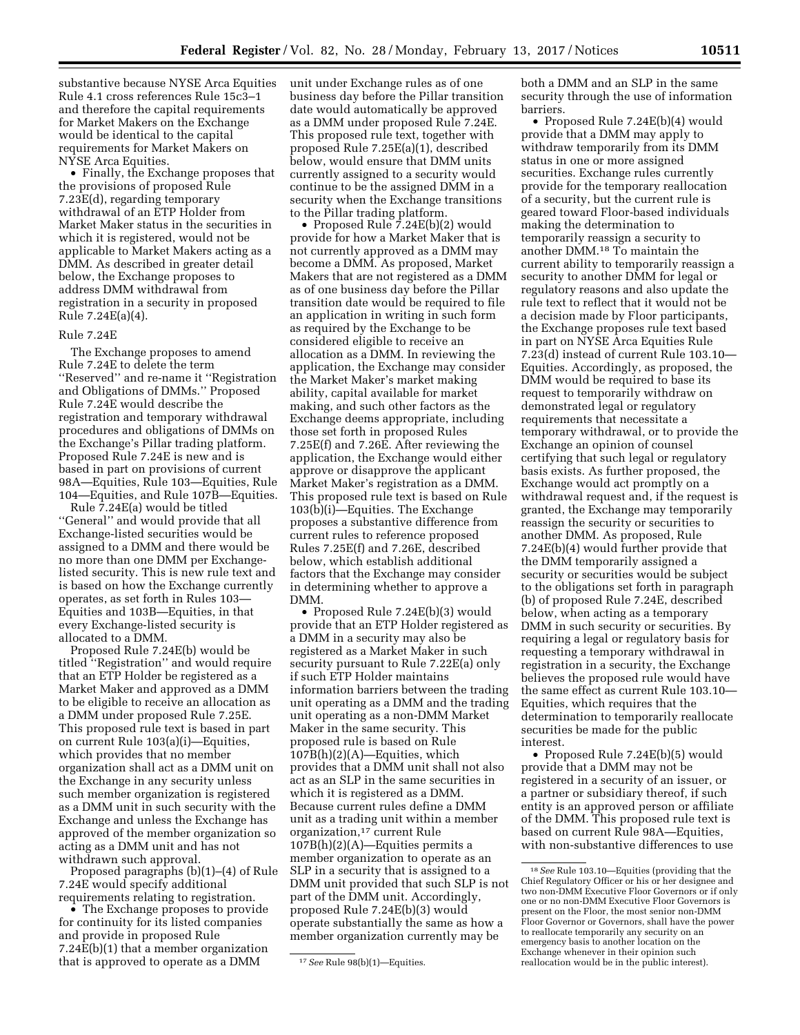substantive because NYSE Arca Equities Rule 4.1 cross references Rule 15c3–1 and therefore the capital requirements for Market Makers on the Exchange would be identical to the capital requirements for Market Makers on NYSE Arca Equities.

- Finally, the Exchange proposes that the provisions of proposed Rule 7.23E(d), regarding temporary withdrawal of an ETP Holder from Market Maker status in the securities in which it is registered, would not be applicable to Market Makers acting as a DMM. As described in greater detail below, the Exchange proposes to address DMM withdrawal from registration in a security in proposed Rule 7.24E(a)(4).

Rule 7.24E

The Exchange proposes to amend Rule 7.24E to delete the term "Reserved" and re-name it "Registration and Obligations of DMMs." Proposed Rule 7.24E would describe the registration and temporary withdrawal procedures and obligations of DMMs on the Exchange's Pillar trading platform. Proposed Rule 7.24E is new and is based in part on provisions of current 98A—Equities, Rule 103—Equities, Rule 104—Equities, and Rule 107B—Equities.

Rule 7.24E(a) would be titled "General" and would provide that all Exchange-listed securities would be assigned to a DMM and there would be no more than one DMM per Exchange-listed security. This is new rule text and is based on how the Exchange currently operates, as set forth in Rules 103—Equities and 103B—Equities, in that every Exchange-listed security is allocated to a DMM.

Proposed Rule 7.24E(b) would be titled "Registration" and would require that an ETP Holder be registered as a Market Maker and approved as a DMM to be eligible to receive an allocation as a DMM under proposed Rule 7.25E. This proposed rule text is based in part on current Rule 103(a)(i)—Equities, which provides that no member organization shall act as a DMM unit on the Exchange in any securities unless such member organization is registered as a DMM unit in such security with the Exchange and unless the Exchange has approved of the member organization so acting as a DMM unit and has not withdrawn such approval.

Proposed paragraphs (b)(1)–(4) of Rule 7.24E would specify additional requirements relating to registration.

- The Exchange proposes to provide for continuity for its listed companies and provide in proposed Rule 7.24E(b)(1) that a member organization that is approved to operate as a DMM unit under Exchange rules as of one business day before the Pillar transition date would automatically be approved as a DMM under proposed Rule 7.24E. This proposed rule text, together with proposed Rule 7.25E(a)(1), described below, would ensure that DMM units currently assigned to a security would continue to be the assigned DMM in a security when the Exchange transitions to the Pillar trading platform.
- Proposed Rule 7.24E(b)(2) would provide for how a Market Maker that is not currently approved as a DMM may become a DMM. As proposed, Market Makers that are not registered as a DMM as of one business day before the Pillar transition date would be required to file an application in writing in such form as required by the Exchange to be considered eligible to receive an allocation as a DMM. In reviewing the application, the Exchange may consider the Market Maker's market making ability, capital available for market making, and such other factors as the Exchange deems appropriate, including those set forth in proposed Rules 7.25E(f) and 7.26E. After reviewing the application, the Exchange would either approve or disapprove the applicant Market Maker's registration as a DMM. This proposed rule text is based on Rule 103(b)(i)—Equities. The Exchange proposes a substantive difference from current rules to reference proposed Rules 7.25E(f) and 7.26E, described below, which establish additional factors that the Exchange may consider in determining whether to approve a DMM.
- Proposed Rule 7.24E(b)(3) would provide that an ETP Holder registered as a DMM in a security may also be registered as a Market Maker in such security pursuant to Rule 7.22E(a) only if such ETP Holder maintains information barriers between the trading unit operating as a DMM and the trading unit operating as a non-DMM Market Maker in the same security. This proposed rule is based on Rule 107B(h)(2)(A)—Equities, which provides that a DMM unit shall not also act as an SLP in the same securities in which it is registered as a DMM. Because current rules define a DMM unit as a trading unit within a member organization,[17] current Rule 107B(h)(2)(A)—Equities permits a member organization to operate as an SLP in a security that is assigned to a DMM unit provided that such SLP is not part of the DMM unit. Accordingly, proposed Rule 7.24E(b)(3) would operate substantially the same as how a member organization currently may be both a DMM and an SLP in the same security through the use of information barriers.
- Proposed Rule 7.24E(b)(4) would provide that a DMM may apply to withdraw temporarily from its DMM status in one or more assigned securities. Exchange rules currently provide for the temporary reallocation of a security, but the current rule is geared toward Floor-based individuals making the determination to temporarily reassign a security to another DMM.[18] To maintain the current ability to temporarily reassign a security to another DMM for legal or regulatory reasons and also update the rule text to reflect that it would not be a decision made by Floor participants, the Exchange proposes rule text based in part on NYSE Arca Equities Rule 7.23(d) instead of current Rule 103.10—Equities. Accordingly, as proposed, the DMM would be required to base its request to temporarily withdraw on demonstrated legal or regulatory requirements that necessitate a temporary withdrawal, or to provide the Exchange an opinion of counsel certifying that such legal or regulatory basis exists. As further proposed, the Exchange would act promptly on a withdrawal request and, if the request is granted, the Exchange may temporarily reassign the security or securities to another DMM. As proposed, Rule 7.24E(b)(4) would further provide that the DMM temporarily assigned a security or securities would be subject to the obligations set forth in paragraph (b) of proposed Rule 7.24E, described below, when acting as a temporary DMM in such security or securities. By requiring a legal or regulatory basis for requesting a temporary withdrawal in registration in a security, the Exchange believes the proposed rule would have the same effect as current Rule 103.10—Equities, which requires that the determination to temporarily reallocate securities be made for the public interest.
- Proposed Rule 7.24E(b)(5) would provide that a DMM may not be registered in a security of an issuer, or a partner or subsidiary thereof, if such entity is an approved person or affiliate of the DMM. This proposed rule text is based on current Rule 98A—Equities, with non-substantive differences to use

[17] *See* Rule 98(b)(1)—Equities.

[18] *See* Rule 103.10—Equities (providing that the Chief Regulatory Officer or his or her designee and two non-DMM Executive Floor Governors or if only one or no non-DMM Executive Floor Governors is present on the Floor, the most senior non-DMM Floor Governor or Governors, shall have the power to reallocate temporarily any security on an emergency basis to another location on the Exchange whenever in their opinion such reallocation would be in the public interest).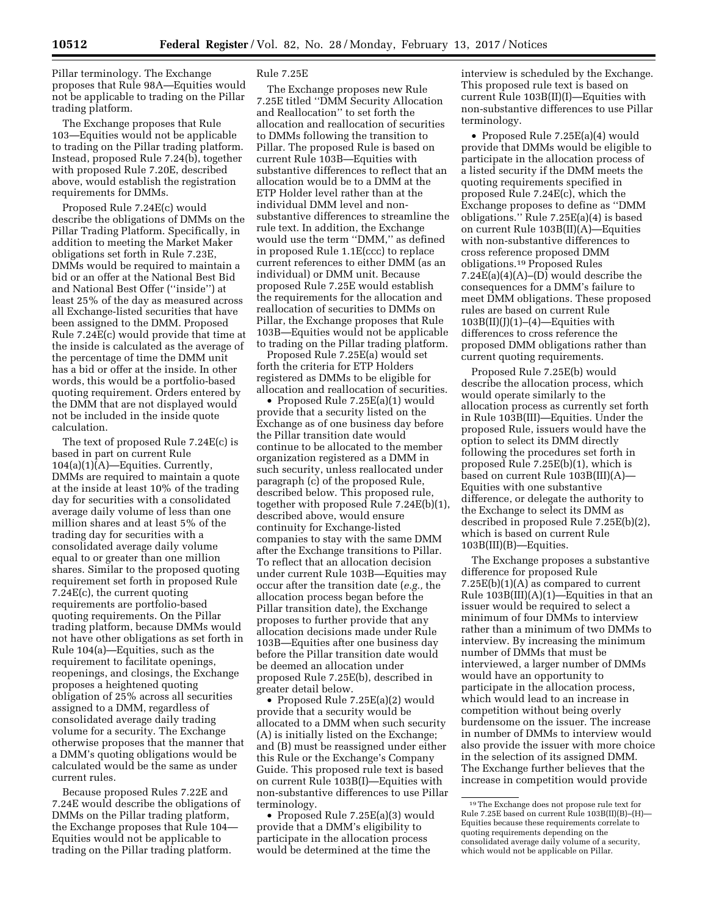Pillar terminology. The Exchange proposes that Rule 98A—Equities would not be applicable to trading on the Pillar trading platform.

The Exchange proposes that Rule 103—Equities would not be applicable to trading on the Pillar trading platform. Instead, proposed Rule 7.24(b), together with proposed Rule 7.20E, described above, would establish the registration requirements for DMMs.

Proposed Rule 7.24E(c) would describe the obligations of DMMs on the Pillar Trading Platform. Specifically, in addition to meeting the Market Maker obligations set forth in Rule 7.23E, DMMs would be required to maintain a bid or an offer at the National Best Bid and National Best Offer (''inside'') at least 25% of the day as measured across all Exchange-listed securities that have been assigned to the DMM. Proposed Rule 7.24E(c) would provide that time at the inside is calculated as the average of the percentage of time the DMM unit has a bid or offer at the inside. In other words, this would be a portfolio-based quoting requirement. Orders entered by the DMM that are not displayed would not be included in the inside quote calculation.

The text of proposed Rule 7.24E(c) is based in part on current Rule 104(a)(1)(A)—Equities. Currently, DMMs are required to maintain a quote at the inside at least 10% of the trading day for securities with a consolidated average daily volume of less than one million shares and at least 5% of the trading day for securities with a consolidated average daily volume equal to or greater than one million shares. Similar to the proposed quoting requirement set forth in proposed Rule 7.24E(c), the current quoting requirements are portfolio-based quoting requirements. On the Pillar trading platform, because DMMs would not have other obligations as set forth in Rule 104(a)—Equities, such as the requirement to facilitate openings, reopenings, and closings, the Exchange proposes a heightened quoting obligation of 25% across all securities assigned to a DMM, regardless of consolidated average daily trading volume for a security. The Exchange otherwise proposes that the manner that a DMM's quoting obligations would be calculated would be the same as under current rules.

Because proposed Rules 7.22E and 7.24E would describe the obligations of DMMs on the Pillar trading platform, the Exchange proposes that Rule 104—Equities would not be applicable to trading on the Pillar trading platform.

Rule 7.25E

The Exchange proposes new Rule 7.25E titled ''DMM Security Allocation and Reallocation'' to set forth the allocation and reallocation of securities to DMMs following the transition to Pillar. The proposed Rule is based on current Rule 103B—Equities with substantive differences to reflect that an allocation would be to a DMM at the ETP Holder level rather than at the individual DMM level and non-substantive differences to streamline the rule text. In addition, the Exchange would use the term ''DMM,'' as defined in proposed Rule 1.1E(ccc) to replace current references to either DMM (as an individual) or DMM unit. Because proposed Rule 7.25E would establish the requirements for the allocation and reallocation of securities to DMMs on Pillar, the Exchange proposes that Rule 103B—Equities would not be applicable to trading on the Pillar trading platform.

Proposed Rule 7.25E(a) would set forth the criteria for ETP Holders registered as DMMs to be eligible for allocation and reallocation of securities.

- Proposed Rule 7.25E(a)(1) would provide that a security listed on the Exchange as of one business day before the Pillar transition date would continue to be allocated to the member organization registered as a DMM in such security, unless reallocated under paragraph (c) of the proposed Rule, described below. This proposed rule, together with proposed Rule 7.24E(b)(1), described above, would ensure continuity for Exchange-listed companies to stay with the same DMM after the Exchange transitions to Pillar. To reflect that an allocation decision under current Rule 103B—Equities may occur after the transition date (*e.g.,* the allocation process began before the Pillar transition date), the Exchange proposes to further provide that any allocation decisions made under Rule 103B—Equities after one business day before the Pillar transition date would be deemed an allocation under proposed Rule 7.25E(b), described in greater detail below.
- Proposed Rule 7.25E(a)(2) would provide that a security would be allocated to a DMM when such security (A) is initially listed on the Exchange; and (B) must be reassigned under either this Rule or the Exchange's Company Guide. This proposed rule text is based on current Rule 103B(I)—Equities with non-substantive differences to use Pillar terminology.
- Proposed Rule 7.25E(a)(3) would provide that a DMM's eligibility to participate in the allocation process would be determined at the time the interview is scheduled by the Exchange. This proposed rule text is based on current Rule 103B(II)(I)—Equities with non-substantive differences to use Pillar terminology.
- Proposed Rule 7.25E(a)(4) would provide that DMMs would be eligible to participate in the allocation process of a listed security if the DMM meets the quoting requirements specified in proposed Rule 7.24E(c), which the Exchange proposes to define as ''DMM obligations.'' Rule 7.25E(a)(4) is based on current Rule 103B(II)(A)—Equities with non-substantive differences to cross reference proposed DMM obligations.[19] Proposed Rules 7.24E(a)(4)(A)–(D) would describe the consequences for a DMM's failure to meet DMM obligations. These proposed rules are based on current Rule 103B(II)(J)(1)–(4)—Equities with differences to cross reference the proposed DMM obligations rather than current quoting requirements.

Proposed Rule 7.25E(b) would describe the allocation process, which would operate similarly to the allocation process as currently set forth in Rule 103B(III)—Equities. Under the proposed Rule, issuers would have the option to select its DMM directly following the procedures set forth in proposed Rule 7.25E(b)(1), which is based on current Rule 103B(III)(A)—Equities with one substantive difference, or delegate the authority to the Exchange to select its DMM as described in proposed Rule 7.25E(b)(2), which is based on current Rule 103B(III)(B)—Equities.

The Exchange proposes a substantive difference for proposed Rule 7.25E(b)(1)(A) as compared to current Rule 103B(III)(A)(1)—Equities in that an issuer would be required to select a minimum of four DMMs to interview rather than a minimum of two DMMs to interview. By increasing the minimum number of DMMs that must be interviewed, a larger number of DMMs would have an opportunity to participate in the allocation process, which would lead to an increase in competition without being overly burdensome on the issuer. The increase in number of DMMs to interview would also provide the issuer with more choice in the selection of its assigned DMM. The Exchange further believes that the increase in competition would provide

[19] The Exchange does not propose rule text for Rule 7.25E based on current Rule 103B(II)(B)–(H)—Equities because these requirements correlate to quoting requirements depending on the consolidated average daily volume of a security, which would not be applicable on Pillar.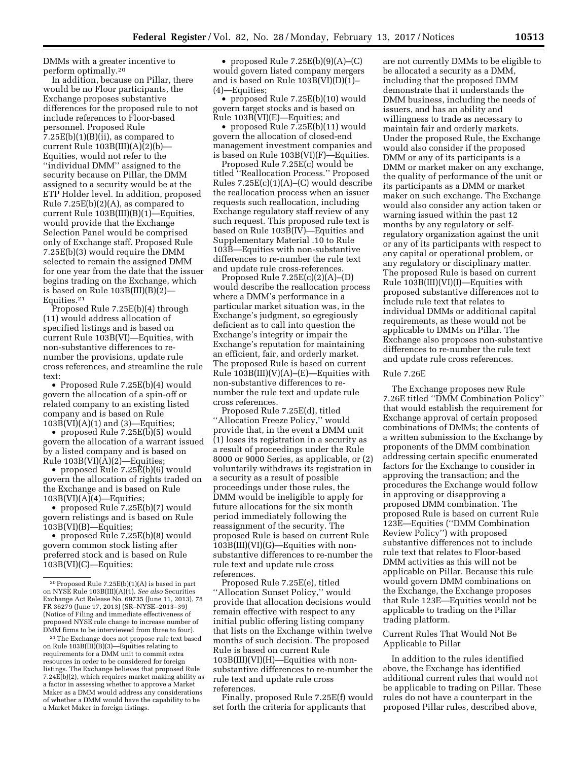DMMs with a greater incentive to perform optimally.[20]

In addition, because on Pillar, there would be no Floor participants, the Exchange proposes substantive differences for the proposed rule to not include references to Floor-based personnel. Proposed Rule 7.25E(b)(1)(B)(ii), as compared to current Rule 103B(III)(A)(2)(b)—Equities, would not refer to the ''individual DMM'' assigned to the security because on Pillar, the DMM assigned to a security would be at the ETP Holder level. In addition, proposed Rule 7.25E(b)(2)(A), as compared to current Rule 103B(III)(B)(1)—Equities, would provide that the Exchange Selection Panel would be comprised only of Exchange staff. Proposed Rule 7.25E(b)(3) would require the DMM selected to remain the assigned DMM for one year from the date that the issuer begins trading on the Exchange, which is based on Rule 103B(III)(B)(2)—Equities.[21]

Proposed Rule 7.25E(b)(4) through (11) would address allocation of specified listings and is based on current Rule 103B(VI)—Equities, with non-substantive differences to re-number the provisions, update rule cross references, and streamline the rule text:

- Proposed Rule 7.25E(b)(4) would govern the allocation of a spin-off or related company to an existing listed company and is based on Rule 103B(VI)(A)(1) and (3)—Equities;
- proposed Rule 7.25E(b)(5) would govern the allocation of a warrant issued by a listed company and is based on Rule 103B(VI)(A)(2)—Equities;
- proposed Rule 7.25E(b)(6) would govern the allocation of rights traded on the Exchange and is based on Rule 103B(VI)(A)(4)—Equities;
- proposed Rule 7.25E(b)(7) would govern relistings and is based on Rule 103B(VI)(B)—Equities;
- proposed Rule 7.25E(b)(8) would govern common stock listing after preferred stock and is based on Rule 103B(VI)(C)—Equities;
- proposed Rule 7.25E(b)(9)(A)–(C) would govern listed company mergers and is based on Rule 103B(VI)(D)(1)–(4)—Equities;
- proposed Rule 7.25E(b)(10) would govern target stocks and is based on Rule 103B(VI)(E)—Equities; and
- proposed Rule 7.25E(b)(11) would govern the allocation of closed-end management investment companies and is based on Rule 103B(VI)(F)—Equities.

Proposed Rule 7.25E(c) would be titled ''Reallocation Process.'' Proposed Rules 7.25E(c)(1)(A)–(C) would describe the reallocation process when an issuer requests such reallocation, including Exchange regulatory staff review of any such request. This proposed rule text is based on Rule 103B(IV)—Equities and Supplementary Material .10 to Rule 103B—Equities with non-substantive differences to re-number the rule text and update rule cross-references.

Proposed Rule 7.25E(c)(2)(A)–(D) would describe the reallocation process where a DMM's performance in a particular market situation was, in the Exchange's judgment, so egregiously deficient as to call into question the Exchange's integrity or impair the Exchange's reputation for maintaining an efficient, fair, and orderly market. The proposed Rule is based on current Rule 103B(III)(V)(A)–(E)—Equities with non-substantive differences to re-number the rule text and update rule cross references.

Proposed Rule 7.25E(d), titled ''Allocation Freeze Policy,'' would provide that, in the event a DMM unit (1) loses its registration in a security as a result of proceedings under the Rule 8000 or 9000 Series, as applicable, or (2) voluntarily withdraws its registration in a security as a result of possible proceedings under those rules, the DMM would be ineligible to apply for future allocations for the six month period immediately following the reassignment of the security. The proposed Rule is based on current Rule 103B(III)(VI)(G)—Equities with non-substantive differences to re-number the rule text and update rule cross references.

Proposed Rule 7.25E(e), titled ''Allocation Sunset Policy,'' would provide that allocation decisions would remain effective with respect to any initial public offering listing company that lists on the Exchange within twelve months of such decision. The proposed Rule is based on current Rule 103B(III)(VI)(H)—Equities with non-substantive differences to re-number the rule text and update rule cross references.

Finally, proposed Rule 7.25E(f) would set forth the criteria for applicants that are not currently DMMs to be eligible to be allocated a security as a DMM, including that the proposed DMM demonstrate that it understands the DMM business, including the needs of issuers, and has an ability and willingness to trade as necessary to maintain fair and orderly markets. Under the proposed Rule, the Exchange would also consider if the proposed DMM or any of its participants is a DMM or market maker on any exchange, the quality of performance of the unit or its participants as a DMM or market maker on such exchange. The Exchange would also consider any action taken or warning issued within the past 12 months by any regulatory or self-regulatory organization against the unit or any of its participants with respect to any capital or operational problem, or any regulatory or disciplinary matter. The proposed Rule is based on current Rule 103B(III)(VI)(I)—Equities with proposed substantive differences not to include rule text that relates to individual DMMs or additional capital requirements, as these would not be applicable to DMMs on Pillar. The Exchange also proposes non-substantive differences to re-number the rule text and update rule cross references.

### Rule 7.26E

The Exchange proposes new Rule 7.26E titled ''DMM Combination Policy'' that would establish the requirement for Exchange approval of certain proposed combinations of DMMs; the contents of a written submission to the Exchange by proponents of the DMM combination addressing certain specific enumerated factors for the Exchange to consider in approving the transaction; and the procedures the Exchange would follow in approving or disapproving a proposed DMM combination. The proposed Rule is based on current Rule 123E—Equities (''DMM Combination Review Policy'') with proposed substantive differences not to include rule text that relates to Floor-based DMM activities as this will not be applicable on Pillar. Because this rule would govern DMM combinations on the Exchange, the Exchange proposes that Rule 123E—Equities would not be applicable to trading on the Pillar trading platform.

### Current Rules That Would Not Be Applicable to Pillar

In addition to the rules identified above, the Exchange has identified additional current rules that would not be applicable to trading on Pillar. These rules do not have a counterpart in the proposed Pillar rules, described above,

---

[20] Proposed Rule 7.25E(b)(1)(A) is based in part on NYSE Rule 103B(III)(A)(1). *See also* Securities Exchange Act Release No. 69735 (June 11, 2013), 78 FR 36279 (June 17, 2013) (SR–NYSE–2013–39) (Notice of Filing and immediate effectiveness of proposed NYSE rule change to increase number of DMM firms to be interviewed from three to four).

[21] The Exchange does not propose rule text based on Rule 103B(III)(B)(3)—Equities relating to requirements for a DMM unit to commit extra resources in order to be considered for foreign listings. The Exchange believes that proposed Rule 7.24E(b)(2), which requires market making ability as a factor in assessing whether to approve a Market Maker as a DMM would address any considerations of whether a DMM would have the capability to be a Market Maker in foreign listings.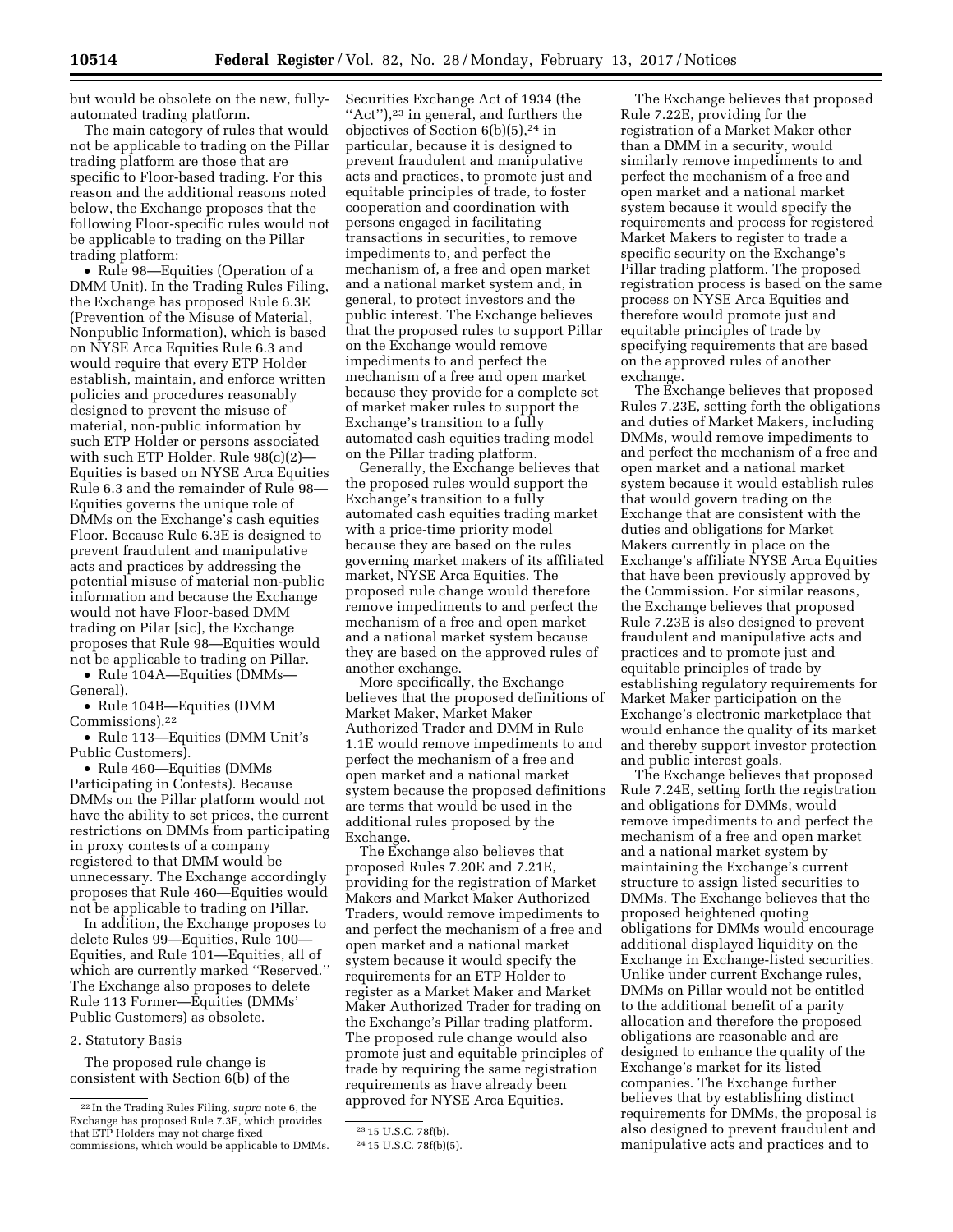but would be obsolete on the new, fully-automated trading platform.

The main category of rules that would not be applicable to trading on the Pillar trading platform are those that are specific to Floor-based trading. For this reason and the additional reasons noted below, the Exchange proposes that the following Floor-specific rules would not be applicable to trading on the Pillar trading platform:

- Rule 98—Equities (Operation of a DMM Unit). In the Trading Rules Filing, the Exchange has proposed Rule 6.3E (Prevention of the Misuse of Material, Nonpublic Information), which is based on NYSE Arca Equities Rule 6.3 and would require that every ETP Holder establish, maintain, and enforce written policies and procedures reasonably designed to prevent the misuse of material, non-public information by such ETP Holder or persons associated with such ETP Holder. Rule 98(c)(2)—Equities is based on NYSE Arca Equities Rule 6.3 and the remainder of Rule 98—Equities governs the unique role of DMMs on the Exchange's cash equities Floor. Because Rule 6.3E is designed to prevent fraudulent and manipulative acts and practices by addressing the potential misuse of material non-public information and because the Exchange would not have Floor-based DMM trading on Pilar [sic], the Exchange proposes that Rule 98—Equities would not be applicable to trading on Pillar.
- Rule 104A—Equities (DMMs—General).
- Rule 104B—Equities (DMM Commissions).[22]
- Rule 113—Equities (DMM Unit's Public Customers).
- Rule 460—Equities (DMMs Participating in Contests). Because DMMs on the Pillar platform would not have the ability to set prices, the current restrictions on DMMs from participating in proxy contests of a company registered to that DMM would be unnecessary. The Exchange accordingly proposes that Rule 460—Equities would not be applicable to trading on Pillar.

In addition, the Exchange proposes to delete Rules 99—Equities, Rule 100—Equities, and Rule 101—Equities, all of which are currently marked ''Reserved.'' The Exchange also proposes to delete Rule 113 Former—Equities (DMMs' Public Customers) as obsolete.

2. Statutory Basis

The proposed rule change is consistent with Section 6(b) of the Securities Exchange Act of 1934 (the ''Act''),[23] in general, and furthers the objectives of Section 6(b)(5),[24] in particular, because it is designed to prevent fraudulent and manipulative acts and practices, to promote just and equitable principles of trade, to foster cooperation and coordination with persons engaged in facilitating transactions in securities, to remove impediments to, and perfect the mechanism of, a free and open market and a national market system and, in general, to protect investors and the public interest. The Exchange believes that the proposed rules to support Pillar on the Exchange would remove impediments to and perfect the mechanism of a free and open market because they provide for a complete set of market maker rules to support the Exchange's transition to a fully automated cash equities trading model on the Pillar trading platform.

Generally, the Exchange believes that the proposed rules would support the Exchange's transition to a fully automated cash equities trading market with a price-time priority model because they are based on the rules governing market makers of its affiliated market, NYSE Arca Equities. The proposed rule change would therefore remove impediments to and perfect the mechanism of a free and open market and a national market system because they are based on the approved rules of another exchange.

More specifically, the Exchange believes that the proposed definitions of Market Maker, Market Maker Authorized Trader and DMM in Rule 1.1E would remove impediments to and perfect the mechanism of a free and open market and a national market system because the proposed definitions are terms that would be used in the additional rules proposed by the Exchange.

The Exchange also believes that proposed Rules 7.20E and 7.21E, providing for the registration of Market Makers and Market Maker Authorized Traders, would remove impediments to and perfect the mechanism of a free and open market and a national market system because it would specify the requirements for an ETP Holder to register as a Market Maker and Market Maker Authorized Trader for trading on the Exchange's Pillar trading platform. The proposed rule change would also promote just and equitable principles of trade by requiring the same registration requirements as have already been approved for NYSE Arca Equities.

The Exchange believes that proposed Rule 7.22E, providing for the registration of a Market Maker other than a DMM in a security, would similarly remove impediments to and perfect the mechanism of a free and open market and a national market system because it would specify the requirements and process for registered Market Makers to register to trade a specific security on the Exchange's Pillar trading platform. The proposed registration process is based on the same process on NYSE Arca Equities and therefore would promote just and equitable principles of trade by specifying requirements that are based on the approved rules of another exchange.

The Exchange believes that proposed Rules 7.23E, setting forth the obligations and duties of Market Makers, including DMMs, would remove impediments to and perfect the mechanism of a free and open market and a national market system because it would establish rules that would govern trading on the Exchange that are consistent with the duties and obligations for Market Makers currently in place on the Exchange's affiliate NYSE Arca Equities that have been previously approved by the Commission. For similar reasons, the Exchange believes that proposed Rule 7.23E is also designed to prevent fraudulent and manipulative acts and practices and to promote just and equitable principles of trade by establishing regulatory requirements for Market Maker participation on the Exchange's electronic marketplace that would enhance the quality of its market and thereby support investor protection and public interest goals.

The Exchange believes that proposed Rule 7.24E, setting forth the registration and obligations for DMMs, would remove impediments to and perfect the mechanism of a free and open market and a national market system by maintaining the Exchange's current structure to assign listed securities to DMMs. The Exchange believes that the proposed heightened quoting obligations for DMMs would encourage additional displayed liquidity on the Exchange in Exchange-listed securities. Unlike under current Exchange rules, DMMs on Pillar would not be entitled to the additional benefit of a parity allocation and therefore the proposed obligations are reasonable and are designed to enhance the quality of the Exchange's market for its listed companies. The Exchange further believes that by establishing distinct requirements for DMMs, the proposal is also designed to prevent fraudulent and manipulative acts and practices and to

[22] In the Trading Rules Filing, *supra* note 6, the Exchange has proposed Rule 7.3E, which provides that ETP Holders may not charge fixed commissions, which would be applicable to DMMs.

[23] 15 U.S.C. 78f(b).

[24] 15 U.S.C. 78f(b)(5).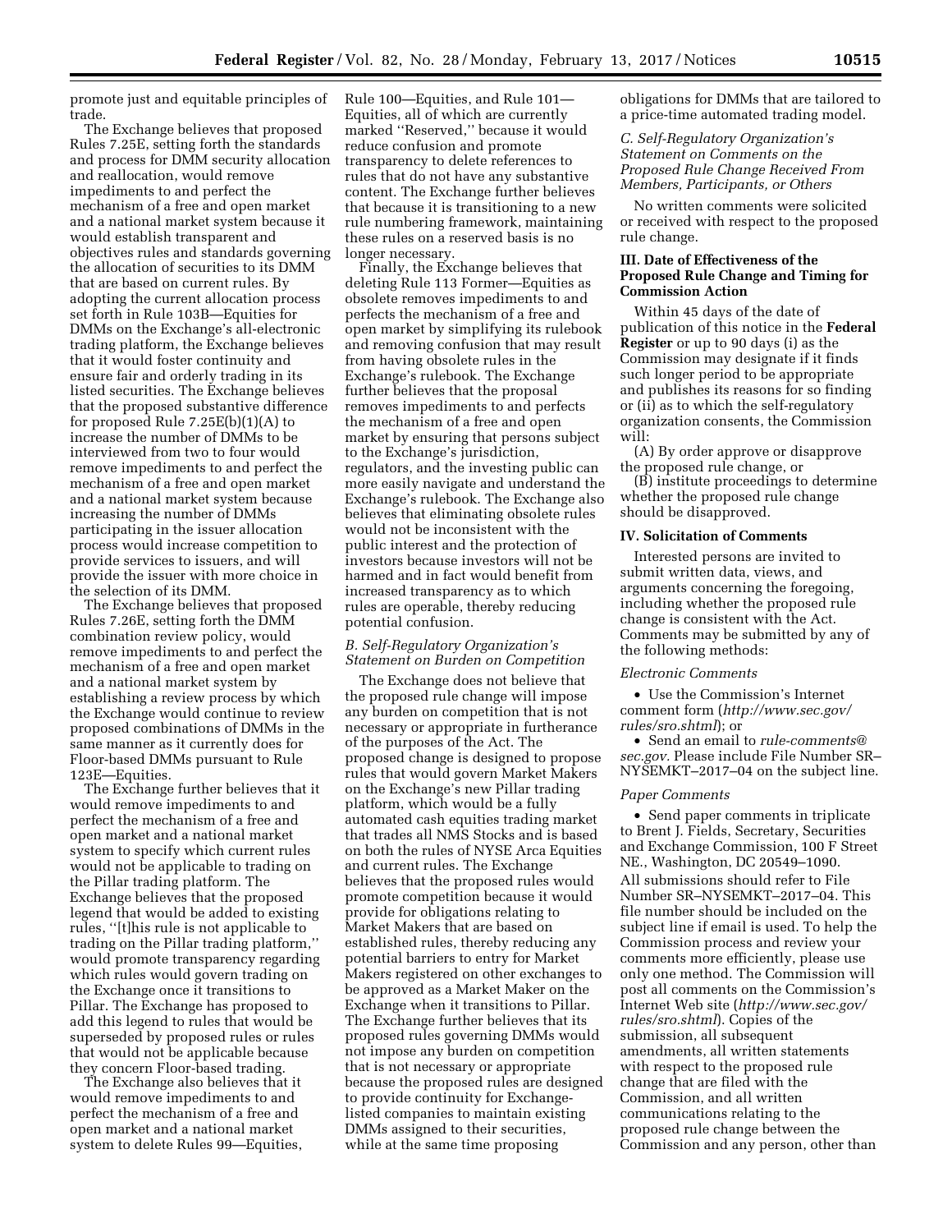promote just and equitable principles of trade.

The Exchange believes that proposed Rules 7.25E, setting forth the standards and process for DMM security allocation and reallocation, would remove impediments to and perfect the mechanism of a free and open market and a national market system because it would establish transparent and objectives rules and standards governing the allocation of securities to its DMM that are based on current rules. By adopting the current allocation process set forth in Rule 103B—Equities for DMMs on the Exchange's all-electronic trading platform, the Exchange believes that it would foster continuity and ensure fair and orderly trading in its listed securities. The Exchange believes that the proposed substantive difference for proposed Rule 7.25E(b)(1)(A) to increase the number of DMMs to be interviewed from two to four would remove impediments to and perfect the mechanism of a free and open market and a national market system because increasing the number of DMMs participating in the issuer allocation process would increase competition to provide services to issuers, and will provide the issuer with more choice in the selection of its DMM.

The Exchange believes that proposed Rules 7.26E, setting forth the DMM combination review policy, would remove impediments to and perfect the mechanism of a free and open market and a national market system by establishing a review process by which the Exchange would continue to review proposed combinations of DMMs in the same manner as it currently does for Floor-based DMMs pursuant to Rule 123E—Equities.

The Exchange further believes that it would remove impediments to and perfect the mechanism of a free and open market and a national market system to specify which current rules would not be applicable to trading on the Pillar trading platform. The Exchange believes that the proposed legend that would be added to existing rules, "[t]his rule is not applicable to trading on the Pillar trading platform," would promote transparency regarding which rules would govern trading on the Exchange once it transitions to Pillar. The Exchange has proposed to add this legend to rules that would be superseded by proposed rules or rules that would not be applicable because they concern Floor-based trading.

The Exchange also believes that it would remove impediments to and perfect the mechanism of a free and open market and a national market system to delete Rules 99—Equities, Rule 100—Equities, and Rule 101—Equities, all of which are currently marked "Reserved," because it would reduce confusion and promote transparency to delete references to rules that do not have any substantive content. The Exchange further believes that because it is transitioning to a new rule numbering framework, maintaining these rules on a reserved basis is no longer necessary.

Finally, the Exchange believes that deleting Rule 113 Former—Equities as obsolete removes impediments to and perfects the mechanism of a free and open market by simplifying its rulebook and removing confusion that may result from having obsolete rules in the Exchange's rulebook. The Exchange further believes that the proposal removes impediments to and perfects the mechanism of a free and open market by ensuring that persons subject to the Exchange's jurisdiction, regulators, and the investing public can more easily navigate and understand the Exchange's rulebook. The Exchange also believes that eliminating obsolete rules would not be inconsistent with the public interest and the protection of investors because investors will not be harmed and in fact would benefit from increased transparency as to which rules are operable, thereby reducing potential confusion.

### *B. Self-Regulatory Organization's Statement on Burden on Competition*

The Exchange does not believe that the proposed rule change will impose any burden on competition that is not necessary or appropriate in furtherance of the purposes of the Act. The proposed change is designed to propose rules that would govern Market Makers on the Exchange's new Pillar trading platform, which would be a fully automated cash equities trading market that trades all NMS Stocks and is based on both the rules of NYSE Arca Equities and current rules. The Exchange believes that the proposed rules would promote competition because it would provide for obligations relating to Market Makers that are based on established rules, thereby reducing any potential barriers to entry for Market Makers registered on other exchanges to be approved as a Market Maker on the Exchange when it transitions to Pillar. The Exchange further believes that its proposed rules governing DMMs would not impose any burden on competition that is not necessary or appropriate because the proposed rules are designed to provide continuity for Exchange-listed companies to maintain existing DMMs assigned to their securities, while at the same time proposing obligations for DMMs that are tailored to a price-time automated trading model.

### *C. Self-Regulatory Organization's Statement on Comments on the Proposed Rule Change Received From Members, Participants, or Others*

No written comments were solicited or received with respect to the proposed rule change.

## III. Date of Effectiveness of the Proposed Rule Change and Timing for Commission Action

Within 45 days of the date of publication of this notice in the **Federal Register** or up to 90 days (i) as the Commission may designate if it finds such longer period to be appropriate and publishes its reasons for so finding or (ii) as to which the self-regulatory organization consents, the Commission will:

(A) By order approve or disapprove the proposed rule change, or

(B) institute proceedings to determine whether the proposed rule change should be disapproved.

## IV. Solicitation of Comments

Interested persons are invited to submit written data, views, and arguments concerning the foregoing, including whether the proposed rule change is consistent with the Act. Comments may be submitted by any of the following methods:

### *Electronic Comments*

- Use the Commission's Internet comment form (*http://www.sec.gov/rules/sro.shtml*); or
- Send an email to *rule-comments@sec.gov.* Please include File Number SR–NYSEMKT–2017–04 on the subject line.

### *Paper Comments*

- Send paper comments in triplicate to Brent J. Fields, Secretary, Securities and Exchange Commission, 100 F Street NE., Washington, DC 20549–1090.

All submissions should refer to File Number SR–NYSEMKT–2017–04. This file number should be included on the subject line if email is used. To help the Commission process and review your comments more efficiently, please use only one method. The Commission will post all comments on the Commission's Internet Web site (*http://www.sec.gov/rules/sro.shtml*). Copies of the submission, all subsequent amendments, all written statements with respect to the proposed rule change that are filed with the Commission, and all written communications relating to the proposed rule change between the Commission and any person, other than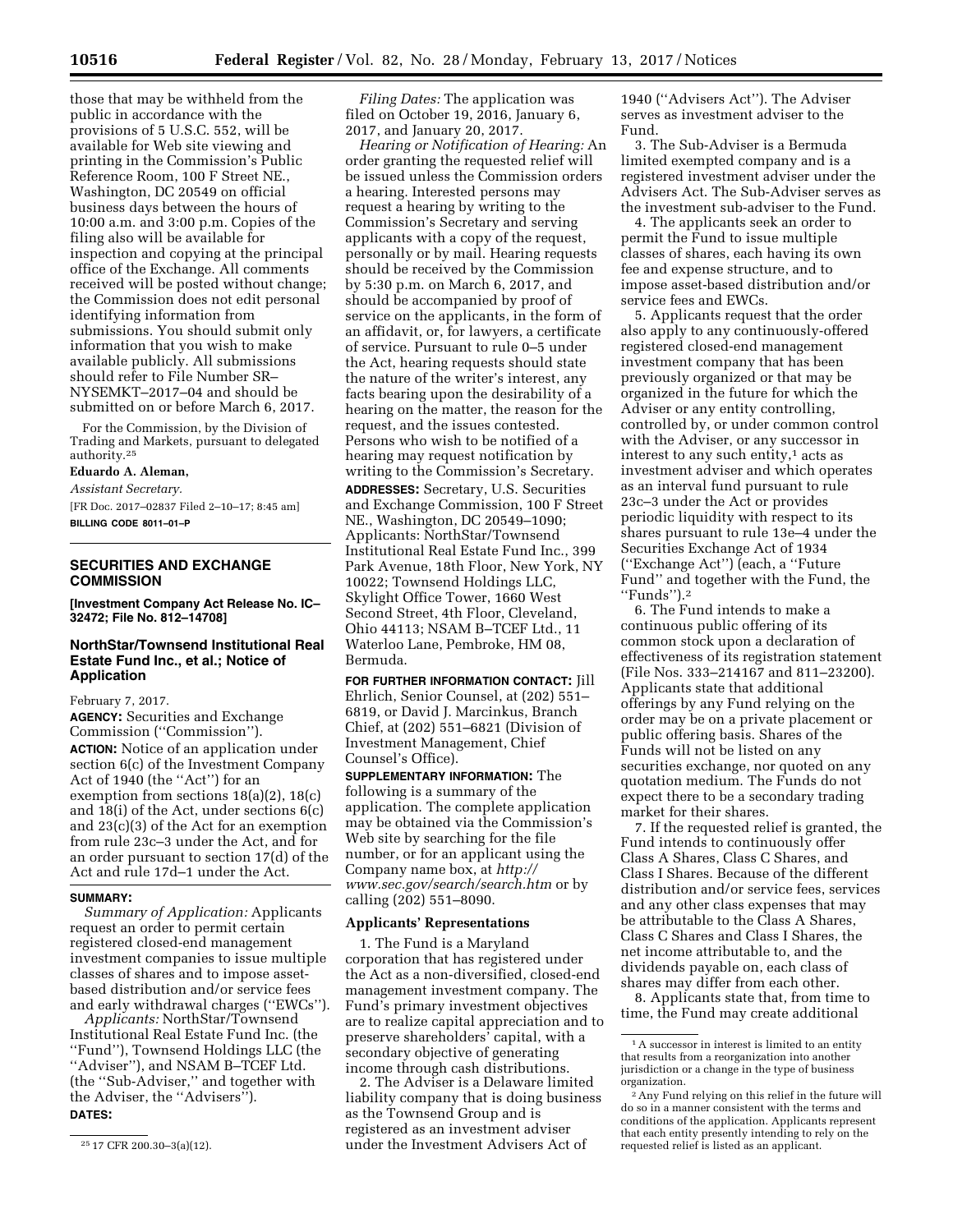those that may be withheld from the public in accordance with the provisions of 5 U.S.C. 552, will be available for Web site viewing and printing in the Commission's Public Reference Room, 100 F Street NE., Washington, DC 20549 on official business days between the hours of 10:00 a.m. and 3:00 p.m. Copies of the filing also will be available for inspection and copying at the principal office of the Exchange. All comments received will be posted without change; the Commission does not edit personal identifying information from submissions. You should submit only information that you wish to make available publicly. All submissions should refer to File Number SR–NYSEMKT–2017–04 and should be submitted on or before March 6, 2017.

For the Commission, by the Division of Trading and Markets, pursuant to delegated authority.[25]

**Eduardo A. Aleman,**

*Assistant Secretary.*

[FR Doc. 2017–02837 Filed 2–10–17; 8:45 am]

**BILLING CODE 8011–01–P**

[25] 17 CFR 200.30–3(a)(12).

## SECURITIES AND EXCHANGE COMMISSION

**[Investment Company Act Release No. IC–32472; File No. 812–14708]**

### NorthStar/Townsend Institutional Real Estate Fund Inc., et al.; Notice of Application

February 7, 2017.

**AGENCY:** Securities and Exchange Commission (''Commission'').

**ACTION:** Notice of an application under section 6(c) of the Investment Company Act of 1940 (the ''Act'') for an exemption from sections 18(a)(2), 18(c) and 18(i) of the Act, under sections 6(c) and 23(c)(3) of the Act for an exemption from rule 23c–3 under the Act, and for an order pursuant to section 17(d) of the Act and rule 17d–1 under the Act.

**SUMMARY:**

*Summary of Application:* Applicants request an order to permit certain registered closed-end management investment companies to issue multiple classes of shares and to impose asset-based distribution and/or service fees and early withdrawal charges (''EWCs'').

*Applicants:* NorthStar/Townsend Institutional Real Estate Fund Inc. (the ''Fund''), Townsend Holdings LLC (the ''Adviser''), and NSAM B–TCEF Ltd. (the ''Sub-Adviser,'' and together with the Adviser, the ''Advisers'').

**DATES:**

*Filing Dates:* The application was filed on October 19, 2016, January 6, 2017, and January 20, 2017.

*Hearing or Notification of Hearing:* An order granting the requested relief will be issued unless the Commission orders a hearing. Interested persons may request a hearing by writing to the Commission's Secretary and serving applicants with a copy of the request, personally or by mail. Hearing requests should be received by the Commission by 5:30 p.m. on March 6, 2017, and should be accompanied by proof of service on the applicants, in the form of an affidavit, or, for lawyers, a certificate of service. Pursuant to rule 0–5 under the Act, hearing requests should state the nature of the writer's interest, any facts bearing upon the desirability of a hearing on the matter, the reason for the request, and the issues contested. Persons who wish to be notified of a hearing may request notification by writing to the Commission's Secretary.

**ADDRESSES:** Secretary, U.S. Securities and Exchange Commission, 100 F Street NE., Washington, DC 20549–1090; Applicants: NorthStar/Townsend Institutional Real Estate Fund Inc., 399 Park Avenue, 18th Floor, New York, NY 10022; Townsend Holdings LLC, Skylight Office Tower, 1660 West Second Street, 4th Floor, Cleveland, Ohio 44113; NSAM B–TCEF Ltd., 11 Waterloo Lane, Pembroke, HM 08, Bermuda.

**FOR FURTHER INFORMATION CONTACT:** Jill Ehrlich, Senior Counsel, at (202) 551–6819, or David J. Marcinkus, Branch Chief, at (202) 551–6821 (Division of Investment Management, Chief Counsel's Office).

**SUPPLEMENTARY INFORMATION:** The following is a summary of the application. The complete application may be obtained via the Commission's Web site by searching for the file number, or for an applicant using the Company name box, at *http://www.sec.gov/search/search.htm* or by calling (202) 551–8090.

### Applicants' Representations

1. The Fund is a Maryland corporation that has registered under the Act as a non-diversified, closed-end management investment company. The Fund's primary investment objectives are to realize capital appreciation and to preserve shareholders' capital, with a secondary objective of generating income through cash distributions.

2. The Adviser is a Delaware limited liability company that is doing business as the Townsend Group and is registered as an investment adviser under the Investment Advisers Act of 1940 (''Advisers Act''). The Adviser serves as investment adviser to the Fund.

3. The Sub-Adviser is a Bermuda limited exempted company and is a registered investment adviser under the Advisers Act. The Sub-Adviser serves as the investment sub-adviser to the Fund.

4. The applicants seek an order to permit the Fund to issue multiple classes of shares, each having its own fee and expense structure, and to impose asset-based distribution and/or service fees and EWCs.

5. Applicants request that the order also apply to any continuously-offered registered closed-end management investment company that has been previously organized or that may be organized in the future for which the Adviser or any entity controlling, controlled by, or under common control with the Adviser, or any successor in interest to any such entity,[1] acts as investment adviser and which operates as an interval fund pursuant to rule 23c–3 under the Act or provides periodic liquidity with respect to its shares pursuant to rule 13e–4 under the Securities Exchange Act of 1934 (''Exchange Act'') (each, a ''Future Fund'' and together with the Fund, the ''Funds'').[2]

6. The Fund intends to make a continuous public offering of its common stock upon a declaration of effectiveness of its registration statement (File Nos. 333–214167 and 811–23200). Applicants state that additional offerings by any Fund relying on the order may be on a private placement or public offering basis. Shares of the Funds will not be listed on any securities exchange, nor quoted on any quotation medium. The Funds do not expect there to be a secondary trading market for their shares.

7. If the requested relief is granted, the Fund intends to continuously offer Class A Shares, Class C Shares, and Class I Shares. Because of the different distribution and/or service fees, services and any other class expenses that may be attributable to the Class A Shares, Class C Shares and Class I Shares, the net income attributable to, and the dividends payable on, each class of shares may differ from each other.

8. Applicants state that, from time to time, the Fund may create additional

[1] A successor in interest is limited to an entity that results from a reorganization into another jurisdiction or a change in the type of business organization.

[2] Any Fund relying on this relief in the future will do so in a manner consistent with the terms and conditions of the application. Applicants represent that each entity presently intending to rely on the requested relief is listed as an applicant.